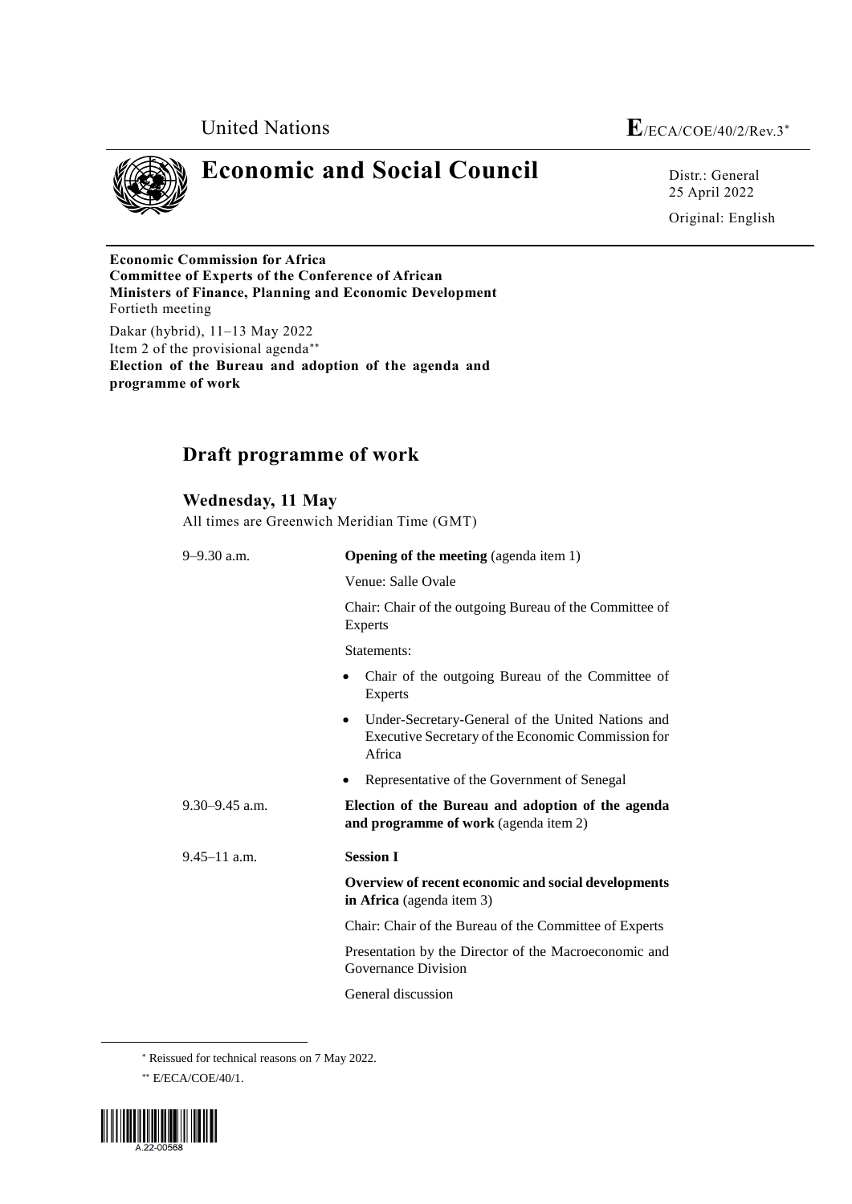United Nations **E**/ECA/COE/40/2/Rev.3*

# Economic and Social Council

Distr.: General
25 April 2022

Original: English

**Economic Commission for Africa**
**Committee of Experts of the Conference of African Ministers of Finance, Planning and Economic Development**
Fortieth meeting

Dakar (hybrid), 11–13 May 2022
Item 2 of the provisional agenda**
**Election of the Bureau and adoption of the agenda and programme of work**

## Draft programme of work

### Wednesday, 11 May

All times are Greenwich Meridian Time (GMT)

9–9.30 a.m. **Opening of the meeting** (agenda item 1)

Venue: Salle Ovale

Chair: Chair of the outgoing Bureau of the Committee of Experts

Statements:

- Chair of the outgoing Bureau of the Committee of Experts
- Under-Secretary-General of the United Nations and Executive Secretary of the Economic Commission for Africa
- Representative of the Government of Senegal

9.30–9.45 a.m. **Election of the Bureau and adoption of the agenda and programme of work** (agenda item 2)

9.45–11 a.m. **Session I**

**Overview of recent economic and social developments in Africa** (agenda item 3)

Chair: Chair of the Bureau of the Committee of Experts

Presentation by the Director of the Macroeconomic and Governance Division

General discussion

---

* Reissued for technical reasons on 7 May 2022.

** E/ECA/COE/40/1.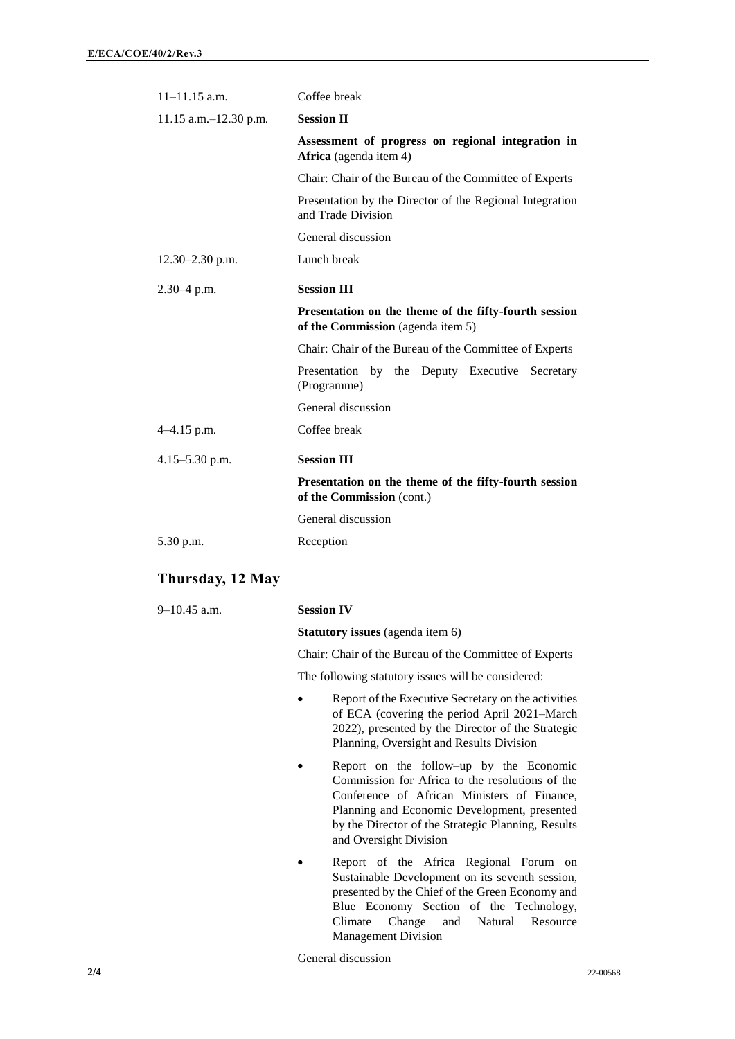| | |
|---|---|
| 11–11.15 a.m. | Coffee break |
| 11.15 a.m.–12.30 p.m. | **Session II** |
| | **Assessment of progress on regional integration in Africa** (agenda item 4) |
| | Chair: Chair of the Bureau of the Committee of Experts |
| | Presentation by the Director of the Regional Integration and Trade Division |
| | General discussion |
| 12.30–2.30 p.m. | Lunch break |
| 2.30–4 p.m. | **Session III** |
| | **Presentation on the theme of the fifty-fourth session of the Commission** (agenda item 5) |
| | Chair: Chair of the Bureau of the Committee of Experts |
| | Presentation by the Deputy Executive Secretary (Programme) |
| | General discussion |
| 4–4.15 p.m. | Coffee break |
| 4.15–5.30 p.m. | **Session III** |
| | **Presentation on the theme of the fifty-fourth session of the Commission** (cont.) |
| | General discussion |
| 5.30 p.m. | Reception |

## Thursday, 12 May

9–10.45 a.m. **Session IV**

**Statutory issues** (agenda item 6)

Chair: Chair of the Bureau of the Committee of Experts

The following statutory issues will be considered:

- Report of the Executive Secretary on the activities of ECA (covering the period April 2021–March 2022), presented by the Director of the Strategic Planning, Oversight and Results Division
- Report on the follow–up by the Economic Commission for Africa to the resolutions of the Conference of African Ministers of Finance, Planning and Economic Development, presented by the Director of the Strategic Planning, Results and Oversight Division
- Report of the Africa Regional Forum on Sustainable Development on its seventh session, presented by the Chief of the Green Economy and Blue Economy Section of the Technology, Climate Change and Natural Resource Management Division

General discussion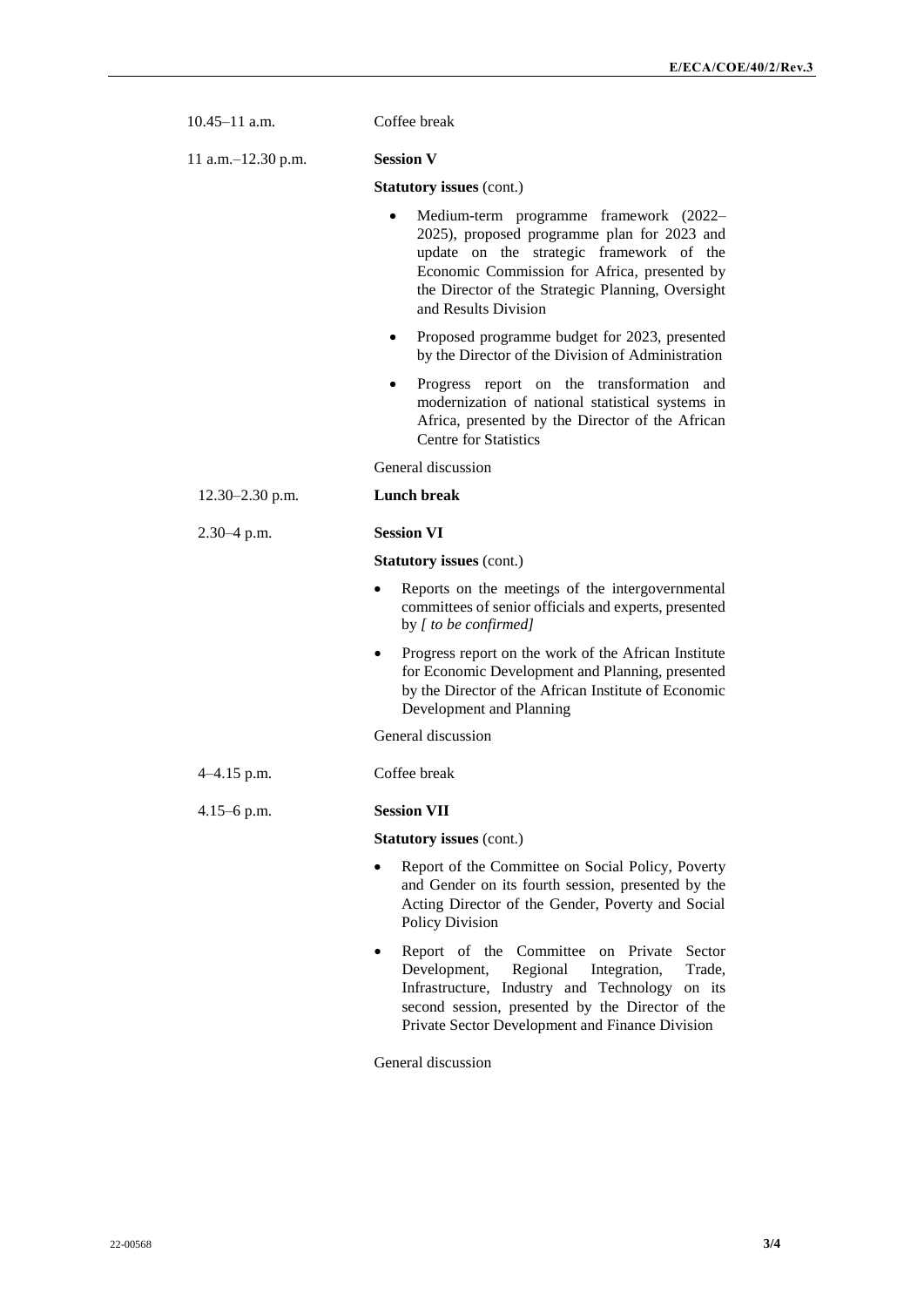| | |
|---|---|
| 10.45–11 a.m. | Coffee break |
| 11 a.m.–12.30 p.m. | **Session V** |
| | **Statutory issues** (cont.) |
| | • Medium-term programme framework (2022–2025), proposed programme plan for 2023 and update on the strategic framework of the Economic Commission for Africa, presented by the Director of the Strategic Planning, Oversight and Results Division |
| | • Proposed programme budget for 2023, presented by the Director of the Division of Administration |
| | • Progress report on the transformation and modernization of national statistical systems in Africa, presented by the Director of the African Centre for Statistics |
| | General discussion |
| 12.30–2.30 p.m. | **Lunch break** |
| 2.30–4 p.m. | **Session VI** |
| | **Statutory issues** (cont.) |
| | • Reports on the meetings of the intergovernmental committees of senior officials and experts, presented by *[ to be confirmed]* |
| | • Progress report on the work of the African Institute for Economic Development and Planning, presented by the Director of the African Institute of Economic Development and Planning |
| | General discussion |
| 4–4.15 p.m. | Coffee break |
| 4.15–6 p.m. | **Session VII** |
| | **Statutory issues** (cont.) |
| | • Report of the Committee on Social Policy, Poverty and Gender on its fourth session, presented by the Acting Director of the Gender, Poverty and Social Policy Division |
| | • Report of the Committee on Private Sector Development, Regional Integration, Trade, Infrastructure, Industry and Technology on its second session, presented by the Director of the Private Sector Development and Finance Division |
| | General discussion |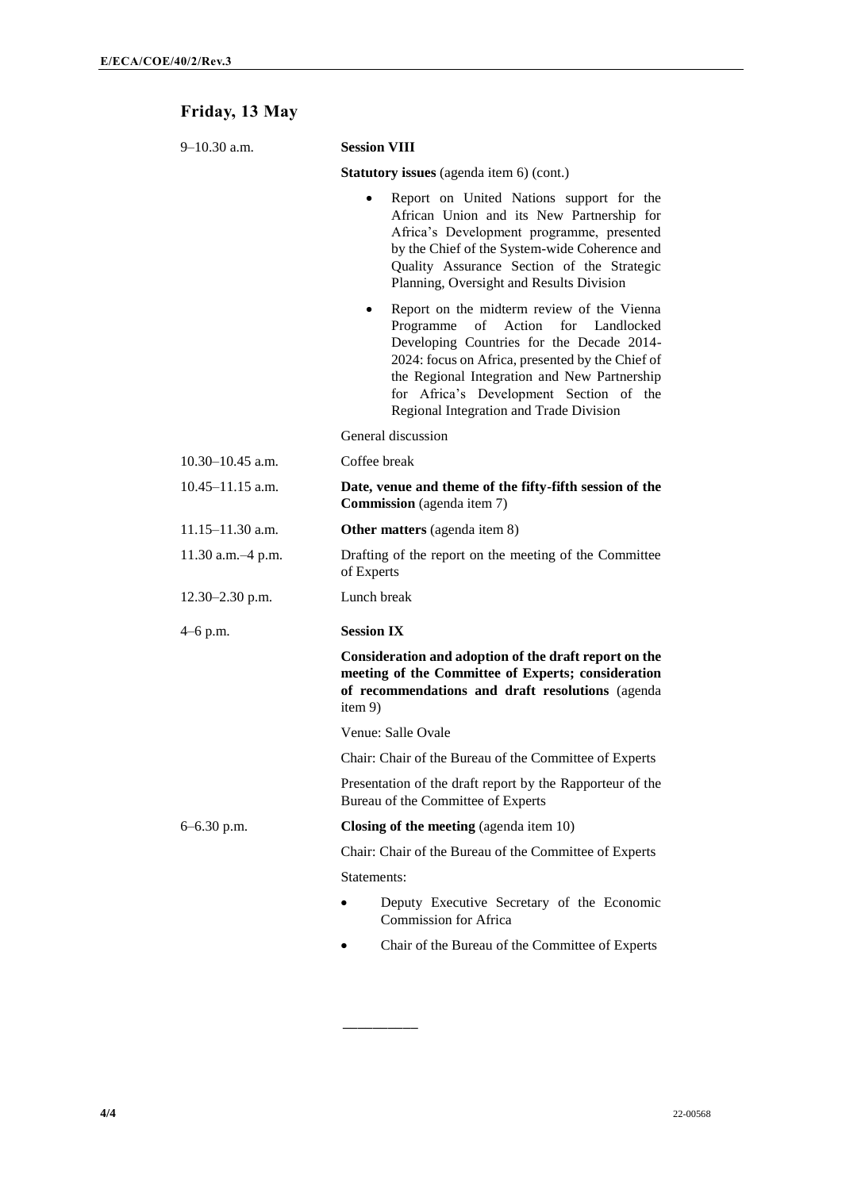## Friday, 13 May

| | |
|---|---|
| 9–10.30 a.m. | **Session VIII** |
| | **Statutory issues** (agenda item 6) (cont.) |
| | • Report on United Nations support for the African Union and its New Partnership for Africa's Development programme, presented by the Chief of the System-wide Coherence and Quality Assurance Section of the Strategic Planning, Oversight and Results Division |
| | • Report on the midterm review of the Vienna Programme of Action for Landlocked Developing Countries for the Decade 2014-2024: focus on Africa, presented by the Chief of the Regional Integration and New Partnership for Africa's Development Section of the Regional Integration and Trade Division |
| | General discussion |
| 10.30–10.45 a.m. | Coffee break |
| 10.45–11.15 a.m. | **Date, venue and theme of the fifty-fifth session of the Commission** (agenda item 7) |
| 11.15–11.30 a.m. | **Other matters** (agenda item 8) |
| 11.30 a.m.–4 p.m. | Drafting of the report on the meeting of the Committee of Experts |
| 12.30–2.30 p.m. | Lunch break |
| 4–6 p.m. | **Session IX** |
| | **Consideration and adoption of the draft report on the meeting of the Committee of Experts; consideration of recommendations and draft resolutions** (agenda item 9) |
| | Venue: Salle Ovale |
| | Chair: Chair of the Bureau of the Committee of Experts |
| | Presentation of the draft report by the Rapporteur of the Bureau of the Committee of Experts |
| 6–6.30 p.m. | **Closing of the meeting** (agenda item 10) |
| | Chair: Chair of the Bureau of the Committee of Experts |
| | Statements: |
| | • Deputy Executive Secretary of the Economic Commission for Africa |
| | • Chair of the Bureau of the Committee of Experts |